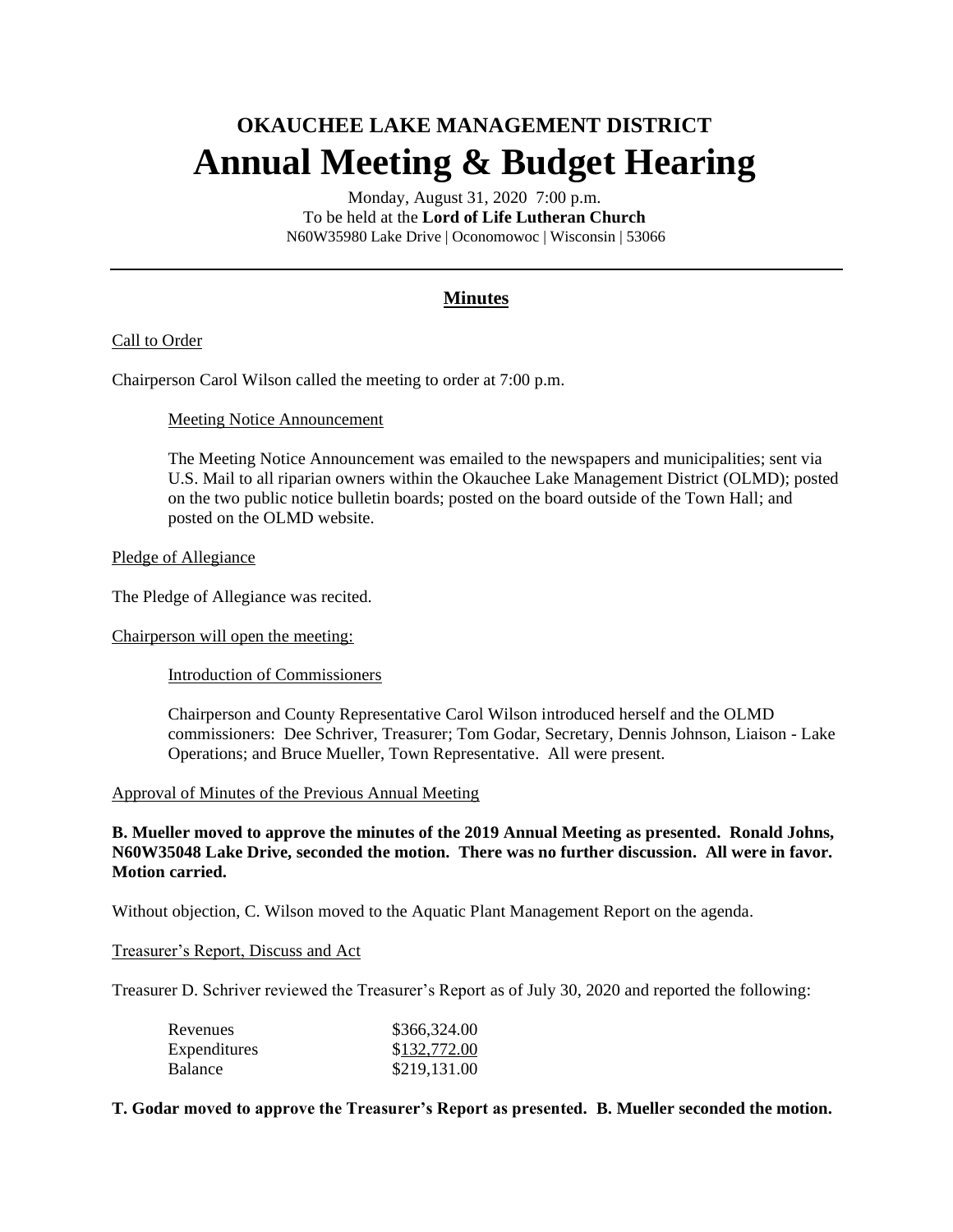# OKAUCHEE LAKE MANAGEMENT DISTRICT

# Annual Meeting & Budget Hearing

Monday, August 31, 2020 7:00 p.m.
To be held at the **Lord of Life Lutheran Church**
N60W35980 Lake Drive | Oconomowoc | Wisconsin | 53066

---

## Minutes

Call to Order

Chairperson Carol Wilson called the meeting to order at 7:00 p.m.

Meeting Notice Announcement

The Meeting Notice Announcement was emailed to the newspapers and municipalities; sent via U.S. Mail to all riparian owners within the Okauchee Lake Management District (OLMD); posted on the two public notice bulletin boards; posted on the board outside of the Town Hall; and posted on the OLMD website.

Pledge of Allegiance

The Pledge of Allegiance was recited.

Chairperson will open the meeting:

Introduction of Commissioners

Chairperson and County Representative Carol Wilson introduced herself and the OLMD commissioners: Dee Schriver, Treasurer; Tom Godar, Secretary, Dennis Johnson, Liaison - Lake Operations; and Bruce Mueller, Town Representative. All were present.

Approval of Minutes of the Previous Annual Meeting

**B. Mueller moved to approve the minutes of the 2019 Annual Meeting as presented. Ronald Johns, N60W35048 Lake Drive, seconded the motion. There was no further discussion. All were in favor. Motion carried.**

Without objection, C. Wilson moved to the Aquatic Plant Management Report on the agenda.

Treasurer's Report, Discuss and Act

Treasurer D. Schriver reviewed the Treasurer's Report as of July 30, 2020 and reported the following:

| | |
|---|---|
| Revenues | \$366,324.00 |
| Expenditures | \$132,772.00 |
| Balance | \$219,131.00 |

**T. Godar moved to approve the Treasurer's Report as presented. B. Mueller seconded the motion.**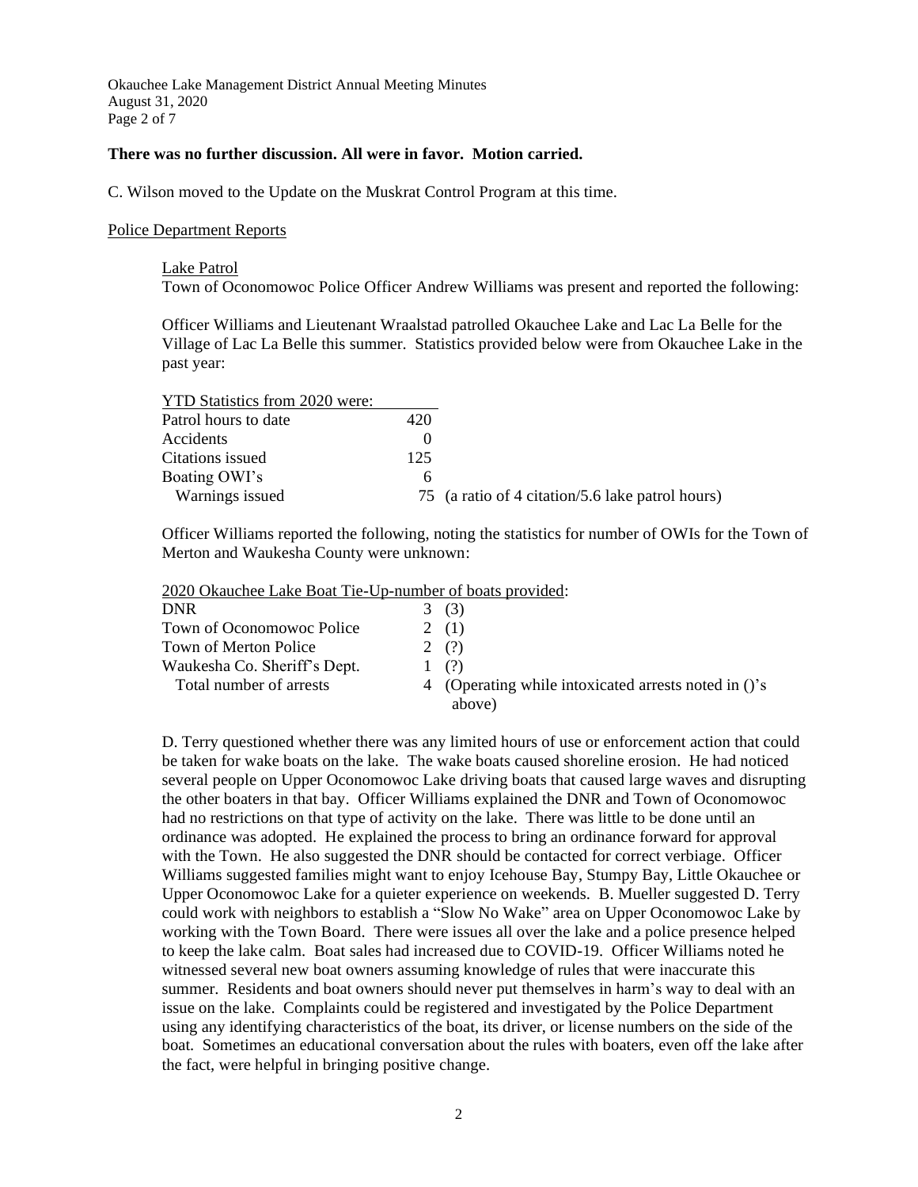**There was no further discussion. All were in favor. Motion carried.**

C. Wilson moved to the Update on the Muskrat Control Program at this time.

## Police Department Reports

### Lake Patrol

Town of Oconomowoc Police Officer Andrew Williams was present and reported the following:

Officer Williams and Lieutenant Wraalstad patrolled Okauchee Lake and Lac La Belle for the Village of Lac La Belle this summer. Statistics provided below were from Okauchee Lake in the past year:

| YTD Statistics from 2020 were: | | |
|---|---|---|
| Patrol hours to date | 420 | |
| Accidents | 0 | |
| Citations issued | 125 | |
| Boating OWI's | 6 | |
| Warnings issued | 75 | (a ratio of 4 citation/5.6 lake patrol hours) |

Officer Williams reported the following, noting the statistics for number of OWIs for the Town of Merton and Waukesha County were unknown:

| 2020 Okauchee Lake Boat Tie-Up-number of boats provided: | | |
|---|---|---|
| DNR | 3 | (3) |
| Town of Oconomowoc Police | 2 | (1) |
| Town of Merton Police | 2 | (?) |
| Waukesha Co. Sheriff's Dept. | 1 | (?) |
| Total number of arrests | 4 | (Operating while intoxicated arrests noted in ()'s above) |

D. Terry questioned whether there was any limited hours of use or enforcement action that could be taken for wake boats on the lake. The wake boats caused shoreline erosion. He had noticed several people on Upper Oconomowoc Lake driving boats that caused large waves and disrupting the other boaters in that bay. Officer Williams explained the DNR and Town of Oconomowoc had no restrictions on that type of activity on the lake. There was little to be done until an ordinance was adopted. He explained the process to bring an ordinance forward for approval with the Town. He also suggested the DNR should be contacted for correct verbiage. Officer Williams suggested families might want to enjoy Icehouse Bay, Stumpy Bay, Little Okauchee or Upper Oconomowoc Lake for a quieter experience on weekends. B. Mueller suggested D. Terry could work with neighbors to establish a "Slow No Wake" area on Upper Oconomowoc Lake by working with the Town Board. There were issues all over the lake and a police presence helped to keep the lake calm. Boat sales had increased due to COVID-19. Officer Williams noted he witnessed several new boat owners assuming knowledge of rules that were inaccurate this summer. Residents and boat owners should never put themselves in harm's way to deal with an issue on the lake. Complaints could be registered and investigated by the Police Department using any identifying characteristics of the boat, its driver, or license numbers on the side of the boat. Sometimes an educational conversation about the rules with boaters, even off the lake after the fact, were helpful in bringing positive change.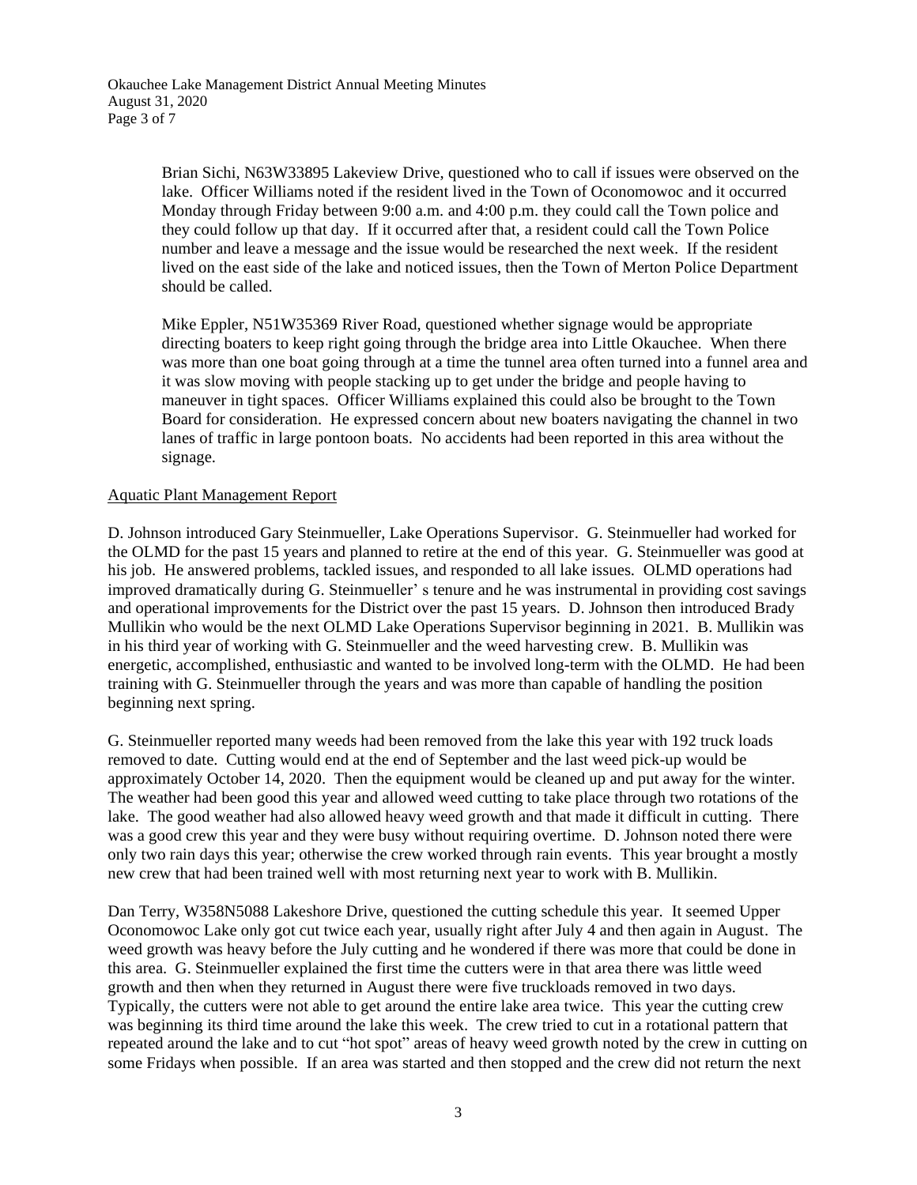Brian Sichi, N63W33895 Lakeview Drive, questioned who to call if issues were observed on the lake. Officer Williams noted if the resident lived in the Town of Oconomowoc and it occurred Monday through Friday between 9:00 a.m. and 4:00 p.m. they could call the Town police and they could follow up that day. If it occurred after that, a resident could call the Town Police number and leave a message and the issue would be researched the next week. If the resident lived on the east side of the lake and noticed issues, then the Town of Merton Police Department should be called.

Mike Eppler, N51W35369 River Road, questioned whether signage would be appropriate directing boaters to keep right going through the bridge area into Little Okauchee. When there was more than one boat going through at a time the tunnel area often turned into a funnel area and it was slow moving with people stacking up to get under the bridge and people having to maneuver in tight spaces. Officer Williams explained this could also be brought to the Town Board for consideration. He expressed concern about new boaters navigating the channel in two lanes of traffic in large pontoon boats. No accidents had been reported in this area without the signage.

Aquatic Plant Management Report

D. Johnson introduced Gary Steinmueller, Lake Operations Supervisor. G. Steinmueller had worked for the OLMD for the past 15 years and planned to retire at the end of this year. G. Steinmueller was good at his job. He answered problems, tackled issues, and responded to all lake issues. OLMD operations had improved dramatically during G. Steinmueller' s tenure and he was instrumental in providing cost savings and operational improvements for the District over the past 15 years. D. Johnson then introduced Brady Mullikin who would be the next OLMD Lake Operations Supervisor beginning in 2021. B. Mullikin was in his third year of working with G. Steinmueller and the weed harvesting crew. B. Mullikin was energetic, accomplished, enthusiastic and wanted to be involved long-term with the OLMD. He had been training with G. Steinmueller through the years and was more than capable of handling the position beginning next spring.

G. Steinmueller reported many weeds had been removed from the lake this year with 192 truck loads removed to date. Cutting would end at the end of September and the last weed pick-up would be approximately October 14, 2020. Then the equipment would be cleaned up and put away for the winter. The weather had been good this year and allowed weed cutting to take place through two rotations of the lake. The good weather had also allowed heavy weed growth and that made it difficult in cutting. There was a good crew this year and they were busy without requiring overtime. D. Johnson noted there were only two rain days this year; otherwise the crew worked through rain events. This year brought a mostly new crew that had been trained well with most returning next year to work with B. Mullikin.

Dan Terry, W358N5088 Lakeshore Drive, questioned the cutting schedule this year. It seemed Upper Oconomowoc Lake only got cut twice each year, usually right after July 4 and then again in August. The weed growth was heavy before the July cutting and he wondered if there was more that could be done in this area. G. Steinmueller explained the first time the cutters were in that area there was little weed growth and then when they returned in August there were five truckloads removed in two days. Typically, the cutters were not able to get around the entire lake area twice. This year the cutting crew was beginning its third time around the lake this week. The crew tried to cut in a rotational pattern that repeated around the lake and to cut "hot spot" areas of heavy weed growth noted by the crew in cutting on some Fridays when possible. If an area was started and then stopped and the crew did not return the next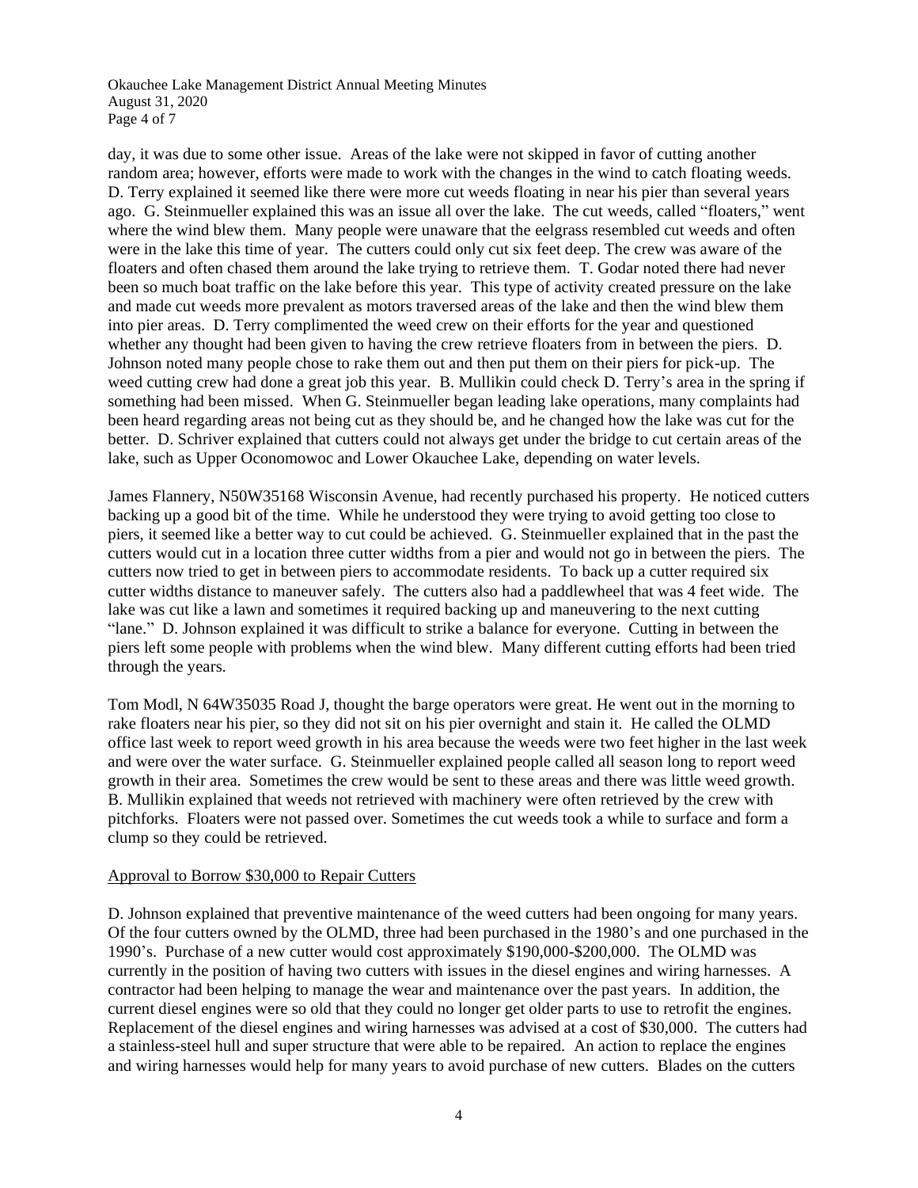day, it was due to some other issue. Areas of the lake were not skipped in favor of cutting another random area; however, efforts were made to work with the changes in the wind to catch floating weeds. D. Terry explained it seemed like there were more cut weeds floating in near his pier than several years ago. G. Steinmueller explained this was an issue all over the lake. The cut weeds, called "floaters," went where the wind blew them. Many people were unaware that the eelgrass resembled cut weeds and often were in the lake this time of year. The cutters could only cut six feet deep. The crew was aware of the floaters and often chased them around the lake trying to retrieve them. T. Godar noted there had never been so much boat traffic on the lake before this year. This type of activity created pressure on the lake and made cut weeds more prevalent as motors traversed areas of the lake and then the wind blew them into pier areas. D. Terry complimented the weed crew on their efforts for the year and questioned whether any thought had been given to having the crew retrieve floaters from in between the piers. D. Johnson noted many people chose to rake them out and then put them on their piers for pick-up. The weed cutting crew had done a great job this year. B. Mullikin could check D. Terry's area in the spring if something had been missed. When G. Steinmueller began leading lake operations, many complaints had been heard regarding areas not being cut as they should be, and he changed how the lake was cut for the better. D. Schriver explained that cutters could not always get under the bridge to cut certain areas of the lake, such as Upper Oconomowoc and Lower Okauchee Lake, depending on water levels.

James Flannery, N50W35168 Wisconsin Avenue, had recently purchased his property. He noticed cutters backing up a good bit of the time. While he understood they were trying to avoid getting too close to piers, it seemed like a better way to cut could be achieved. G. Steinmueller explained that in the past the cutters would cut in a location three cutter widths from a pier and would not go in between the piers. The cutters now tried to get in between piers to accommodate residents. To back up a cutter required six cutter widths distance to maneuver safely. The cutters also had a paddlewheel that was 4 feet wide. The lake was cut like a lawn and sometimes it required backing up and maneuvering to the next cutting "lane." D. Johnson explained it was difficult to strike a balance for everyone. Cutting in between the piers left some people with problems when the wind blew. Many different cutting efforts had been tried through the years.

Tom Modl, N 64W35035 Road J, thought the barge operators were great. He went out in the morning to rake floaters near his pier, so they did not sit on his pier overnight and stain it. He called the OLMD office last week to report weed growth in his area because the weeds were two feet higher in the last week and were over the water surface. G. Steinmueller explained people called all season long to report weed growth in their area. Sometimes the crew would be sent to these areas and there was little weed growth. B. Mullikin explained that weeds not retrieved with machinery were often retrieved by the crew with pitchforks. Floaters were not passed over. Sometimes the cut weeds took a while to surface and form a clump so they could be retrieved.

Approval to Borrow $30,000 to Repair Cutters

D. Johnson explained that preventive maintenance of the weed cutters had been ongoing for many years. Of the four cutters owned by the OLMD, three had been purchased in the 1980's and one purchased in the 1990's. Purchase of a new cutter would cost approximately $190,000-$200,000. The OLMD was currently in the position of having two cutters with issues in the diesel engines and wiring harnesses. A contractor had been helping to manage the wear and maintenance over the past years. In addition, the current diesel engines were so old that they could no longer get older parts to use to retrofit the engines. Replacement of the diesel engines and wiring harnesses was advised at a cost of $30,000. The cutters had a stainless-steel hull and super structure that were able to be repaired. An action to replace the engines and wiring harnesses would help for many years to avoid purchase of new cutters. Blades on the cutters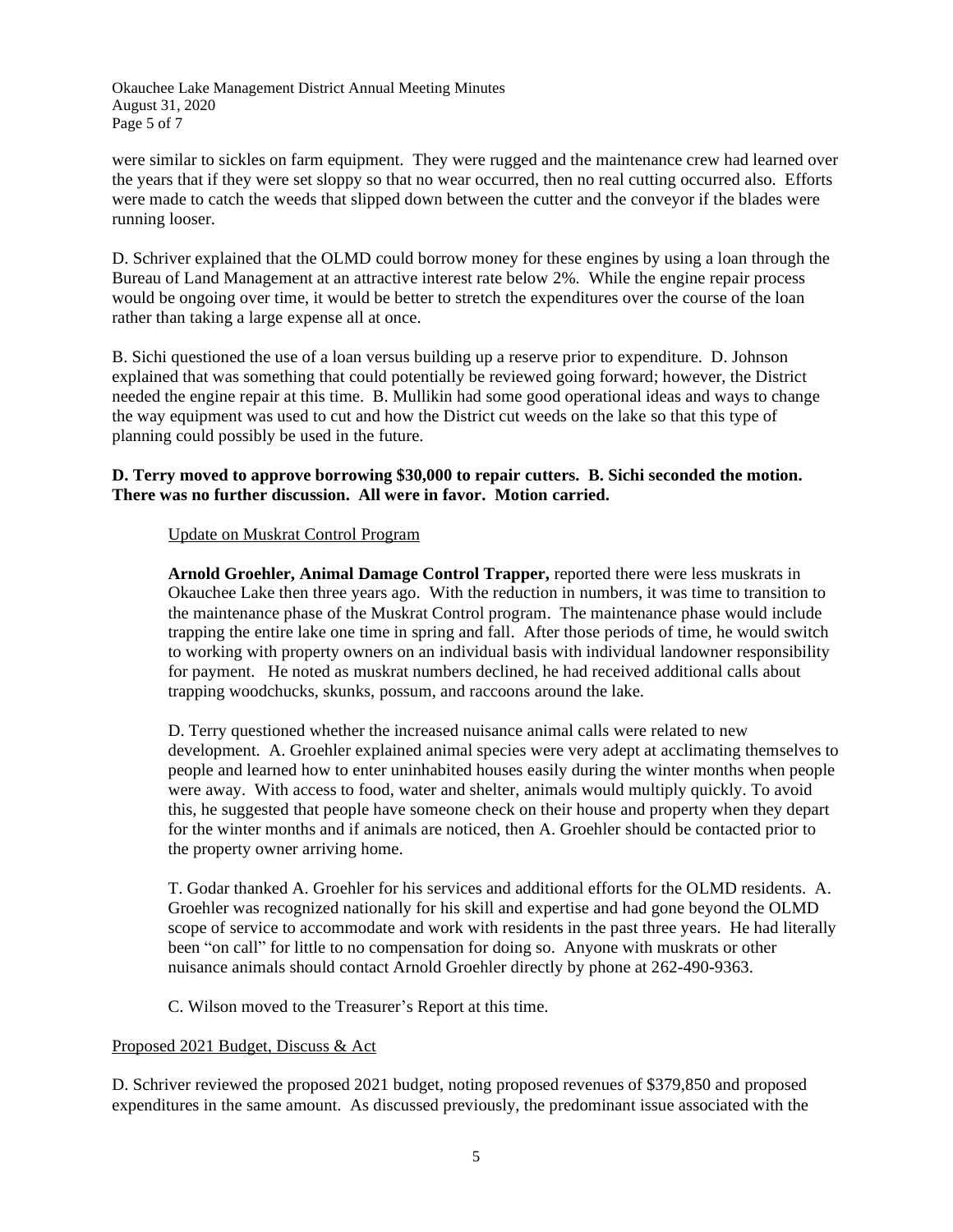were similar to sickles on farm equipment. They were rugged and the maintenance crew had learned over the years that if they were set sloppy so that no wear occurred, then no real cutting occurred also. Efforts were made to catch the weeds that slipped down between the cutter and the conveyor if the blades were running looser.

D. Schriver explained that the OLMD could borrow money for these engines by using a loan through the Bureau of Land Management at an attractive interest rate below 2%. While the engine repair process would be ongoing over time, it would be better to stretch the expenditures over the course of the loan rather than taking a large expense all at once.

B. Sichi questioned the use of a loan versus building up a reserve prior to expenditure. D. Johnson explained that was something that could potentially be reviewed going forward; however, the District needed the engine repair at this time. B. Mullikin had some good operational ideas and ways to change the way equipment was used to cut and how the District cut weeds on the lake so that this type of planning could possibly be used in the future.

**D. Terry moved to approve borrowing $30,000 to repair cutters. B. Sichi seconded the motion. There was no further discussion. All were in favor. Motion carried.**

Update on Muskrat Control Program

**Arnold Groehler, Animal Damage Control Trapper,** reported there were less muskrats in Okauchee Lake then three years ago. With the reduction in numbers, it was time to transition to the maintenance phase of the Muskrat Control program. The maintenance phase would include trapping the entire lake one time in spring and fall. After those periods of time, he would switch to working with property owners on an individual basis with individual landowner responsibility for payment. He noted as muskrat numbers declined, he had received additional calls about trapping woodchucks, skunks, possum, and raccoons around the lake.

D. Terry questioned whether the increased nuisance animal calls were related to new development. A. Groehler explained animal species were very adept at acclimating themselves to people and learned how to enter uninhabited houses easily during the winter months when people were away. With access to food, water and shelter, animals would multiply quickly. To avoid this, he suggested that people have someone check on their house and property when they depart for the winter months and if animals are noticed, then A. Groehler should be contacted prior to the property owner arriving home.

T. Godar thanked A. Groehler for his services and additional efforts for the OLMD residents. A. Groehler was recognized nationally for his skill and expertise and had gone beyond the OLMD scope of service to accommodate and work with residents in the past three years. He had literally been "on call" for little to no compensation for doing so. Anyone with muskrats or other nuisance animals should contact Arnold Groehler directly by phone at 262-490-9363.

C. Wilson moved to the Treasurer's Report at this time.

Proposed 2021 Budget, Discuss & Act

D. Schriver reviewed the proposed 2021 budget, noting proposed revenues of $379,850 and proposed expenditures in the same amount. As discussed previously, the predominant issue associated with the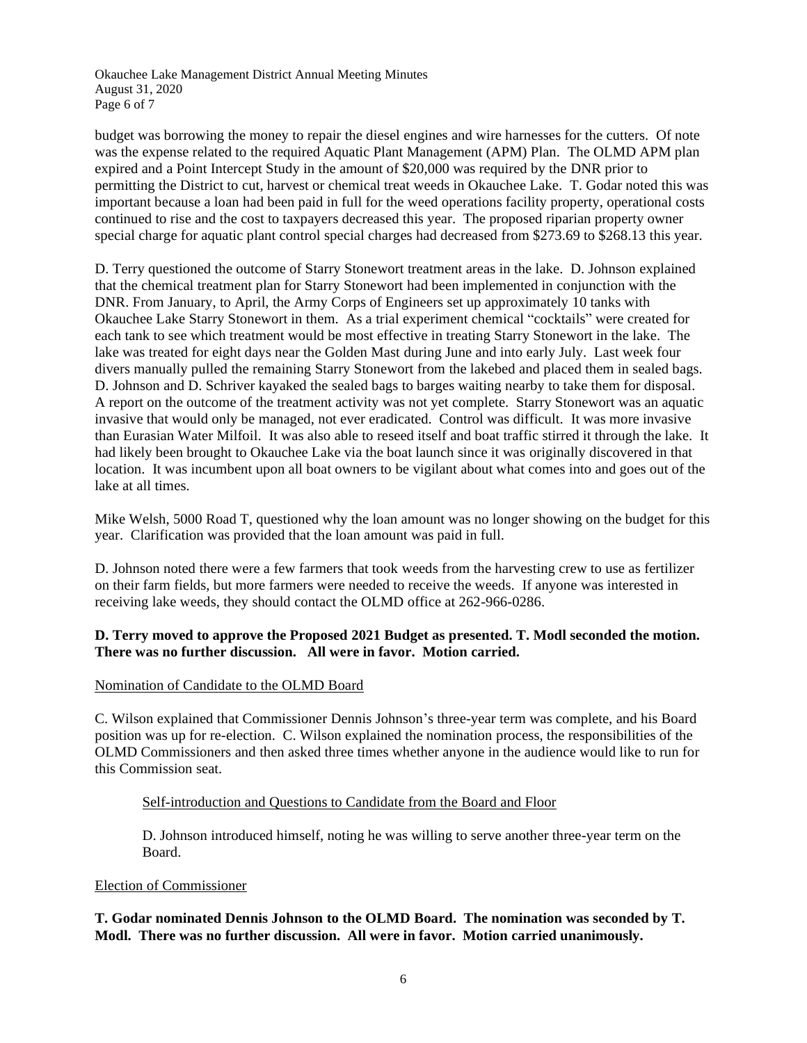budget was borrowing the money to repair the diesel engines and wire harnesses for the cutters. Of note was the expense related to the required Aquatic Plant Management (APM) Plan. The OLMD APM plan expired and a Point Intercept Study in the amount of $20,000 was required by the DNR prior to permitting the District to cut, harvest or chemical treat weeds in Okauchee Lake. T. Godar noted this was important because a loan had been paid in full for the weed operations facility property, operational costs continued to rise and the cost to taxpayers decreased this year. The proposed riparian property owner special charge for aquatic plant control special charges had decreased from $273.69 to $268.13 this year.

D. Terry questioned the outcome of Starry Stonewort treatment areas in the lake. D. Johnson explained that the chemical treatment plan for Starry Stonewort had been implemented in conjunction with the DNR. From January, to April, the Army Corps of Engineers set up approximately 10 tanks with Okauchee Lake Starry Stonewort in them. As a trial experiment chemical "cocktails" were created for each tank to see which treatment would be most effective in treating Starry Stonewort in the lake. The lake was treated for eight days near the Golden Mast during June and into early July. Last week four divers manually pulled the remaining Starry Stonewort from the lakebed and placed them in sealed bags. D. Johnson and D. Schriver kayaked the sealed bags to barges waiting nearby to take them for disposal. A report on the outcome of the treatment activity was not yet complete. Starry Stonewort was an aquatic invasive that would only be managed, not ever eradicated. Control was difficult. It was more invasive than Eurasian Water Milfoil. It was also able to reseed itself and boat traffic stirred it through the lake. It had likely been brought to Okauchee Lake via the boat launch since it was originally discovered in that location. It was incumbent upon all boat owners to be vigilant about what comes into and goes out of the lake at all times.

Mike Welsh, 5000 Road T, questioned why the loan amount was no longer showing on the budget for this year. Clarification was provided that the loan amount was paid in full.

D. Johnson noted there were a few farmers that took weeds from the harvesting crew to use as fertilizer on their farm fields, but more farmers were needed to receive the weeds. If anyone was interested in receiving lake weeds, they should contact the OLMD office at 262-966-0286.

**D. Terry moved to approve the Proposed 2021 Budget as presented. T. Modl seconded the motion. There was no further discussion. All were in favor. Motion carried.**

Nomination of Candidate to the OLMD Board

C. Wilson explained that Commissioner Dennis Johnson's three-year term was complete, and his Board position was up for re-election. C. Wilson explained the nomination process, the responsibilities of the OLMD Commissioners and then asked three times whether anyone in the audience would like to run for this Commission seat.

Self-introduction and Questions to Candidate from the Board and Floor

D. Johnson introduced himself, noting he was willing to serve another three-year term on the Board.

Election of Commissioner

**T. Godar nominated Dennis Johnson to the OLMD Board. The nomination was seconded by T. Modl. There was no further discussion. All were in favor. Motion carried unanimously.**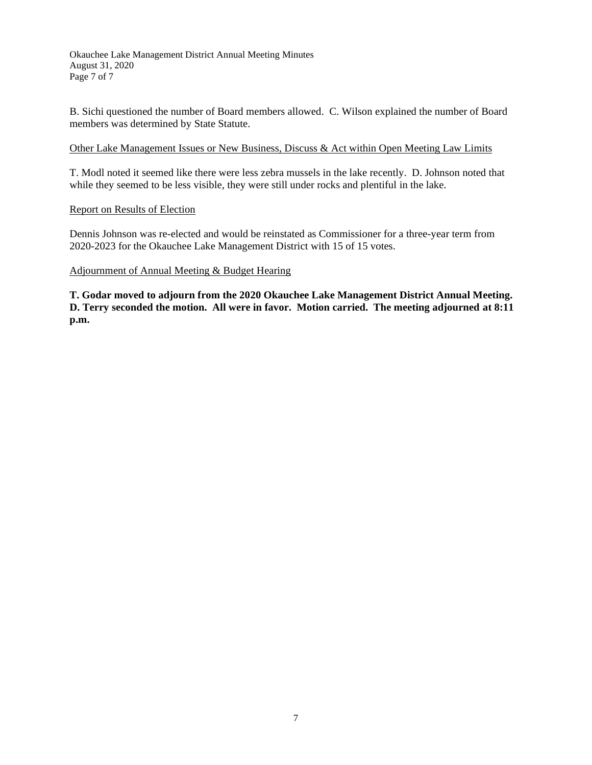B. Sichi questioned the number of Board members allowed. C. Wilson explained the number of Board members was determined by State Statute.

Other Lake Management Issues or New Business, Discuss & Act within Open Meeting Law Limits

T. Modl noted it seemed like there were less zebra mussels in the lake recently. D. Johnson noted that while they seemed to be less visible, they were still under rocks and plentiful in the lake.

Report on Results of Election

Dennis Johnson was re-elected and would be reinstated as Commissioner for a three-year term from 2020-2023 for the Okauchee Lake Management District with 15 of 15 votes.

Adjournment of Annual Meeting & Budget Hearing

**T. Godar moved to adjourn from the 2020 Okauchee Lake Management District Annual Meeting. D. Terry seconded the motion. All were in favor. Motion carried. The meeting adjourned at 8:11 p.m.**